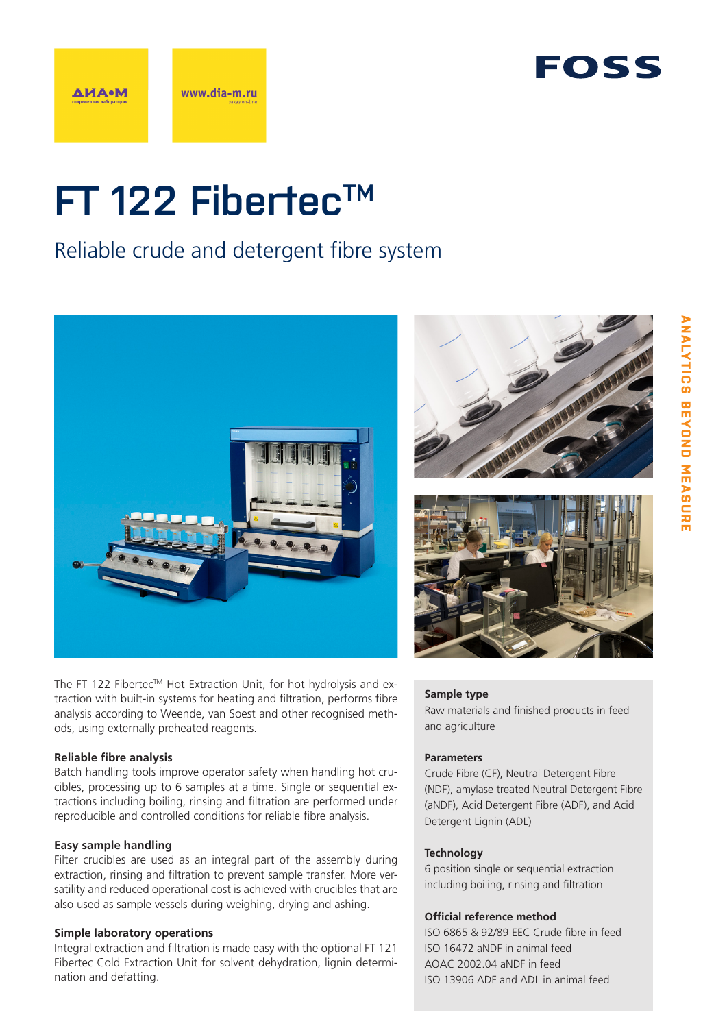ДИА•М
современная лаборатория

www.dia-m.ru
заказ on-line

FOSS

# FT 122 Fibertec™

## Reliable crude and detergent fibre system

The FT 122 Fibertec™ Hot Extraction Unit, for hot hydrolysis and extraction with built-in systems for heating and filtration, performs fibre analysis according to Weende, van Soest and other recognised methods, using externally preheated reagents.

### Reliable fibre analysis

Batch handling tools improve operator safety when handling hot crucibles, processing up to 6 samples at a time. Single or sequential extractions including boiling, rinsing and filtration are performed under reproducible and controlled conditions for reliable fibre analysis.

### Easy sample handling

Filter crucibles are used as an integral part of the assembly during extraction, rinsing and filtration to prevent sample transfer. More versatility and reduced operational cost is achieved with crucibles that are also used as sample vessels during weighing, drying and ashing.

### Simple laboratory operations

Integral extraction and filtration is made easy with the optional FT 121 Fibertec Cold Extraction Unit for solvent dehydration, lignin determination and defatting.

**Sample type**

Raw materials and finished products in feed and agriculture

**Parameters**

Crude Fibre (CF), Neutral Detergent Fibre (NDF), amylase treated Neutral Detergent Fibre (aNDF), Acid Detergent Fibre (ADF), and Acid Detergent Lignin (ADL)

**Technology**

6 position single or sequential extraction including boiling, rinsing and filtration

**Official reference method**

ISO 6865 & 92/89 EEC Crude fibre in feed
ISO 16472 aNDF in animal feed
AOAC 2002.04 aNDF in feed
ISO 13906 ADF and ADL in animal feed

ANALYTICS BEYOND MEASURE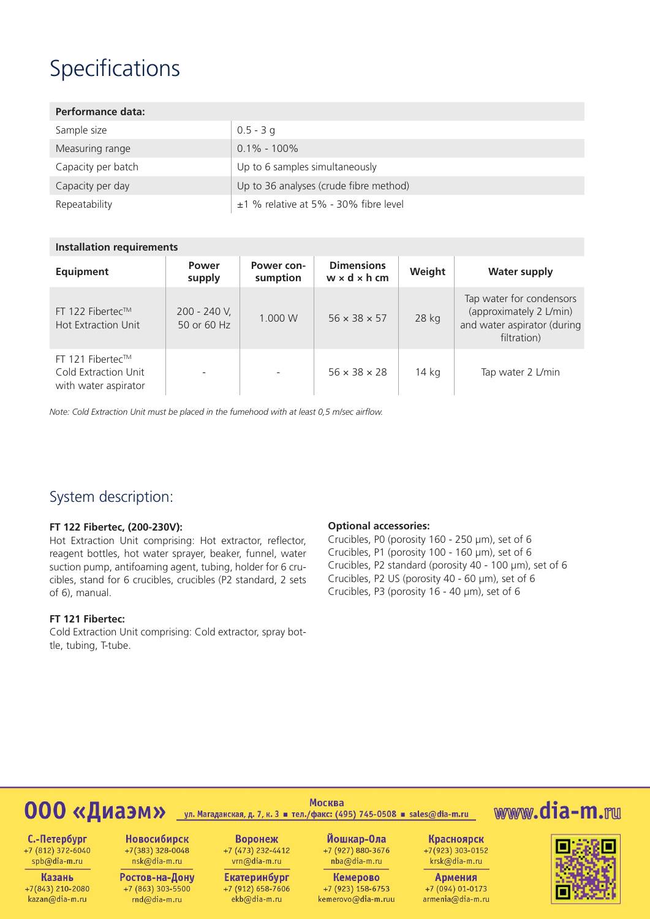# Specifications

| Performance data: | |
|---|---|
| Sample size | 0.5 - 3 g |
| Measuring range | 0.1% - 100% |
| Capacity per batch | Up to 6 samples simultaneously |
| Capacity per day | Up to 36 analyses (crude fibre method) |
| Repeatability | ±1 % relative at 5% - 30% fibre level |

**Installation requirements**

| Equipment | Power supply | Power consumption | Dimensions w × d × h cm | Weight | Water supply |
|---|---|---|---|---|---|
| FT 122 Fibertec™ Hot Extraction Unit | 200 - 240 V, 50 or 60 Hz | 1.000 W | 56 × 38 × 57 | 28 kg | Tap water for condensors (approximately 2 L/min) and water aspirator (during filtration) |
| FT 121 Fibertec™ Cold Extraction Unit with water aspirator | - | - | 56 × 38 × 28 | 14 kg | Tap water 2 L/min |

*Note: Cold Extraction Unit must be placed in the fumehood with at least 0,5 m/sec airflow.*

## System description:

**FT 122 Fibertec, (200-230V):**
Hot Extraction Unit comprising: Hot extractor, reflector, reagent bottles, hot water sprayer, beaker, funnel, water suction pump, antifoaming agent, tubing, holder for 6 crucibles, stand for 6 crucibles, crucibles (P2 standard, 2 sets of 6), manual.

**FT 121 Fibertec:**
Cold Extraction Unit comprising: Cold extractor, spray bottle, tubing, T-tube.

**Optional accessories:**
Crucibles, P0 (porosity 160 - 250 µm), set of 6
Crucibles, P1 (porosity 100 - 160 µm), set of 6
Crucibles, P2 standard (porosity 40 - 100 µm), set of 6
Crucibles, P2 US (porosity 40 - 60 µm), set of 6
Crucibles, P3 (porosity 16 - 40 µm), set of 6

**ООО «Диаэм»**

**Москва**
ул. Магаданская, д. 7, к. 3 ■ тел./факс: (495) 745-0508 ■ sales@dia-m.ru

www.dia-m.ru

**С.-Петербург**
+7 (812) 372-6040
spb@dia-m.ru

**Новосибирск**
+7(383) 328-0048
nsk@dia-m.ru

**Воронеж**
+7 (473) 232-4412
vrn@dia-m.ru

**Йошкар-Ола**
+7 (927) 880-3676
nba@dia-m.ru

**Красноярск**
+7(923) 303-0152
krsk@dia-m.ru

**Казань**
+7(843) 210-2080
kazan@dia-m.ru

**Ростов-на-Дону**
+7 (863) 303-5500
rnd@dia-m.ru

**Екатеринбург**
+7 (912) 658-7606
ekb@dia-m.ru

**Кемерово**
+7 (923) 158-6753
kemerovo@dia-m.ruu

**Армения**
+7 (094) 01-0173
armenia@dia-m.ru